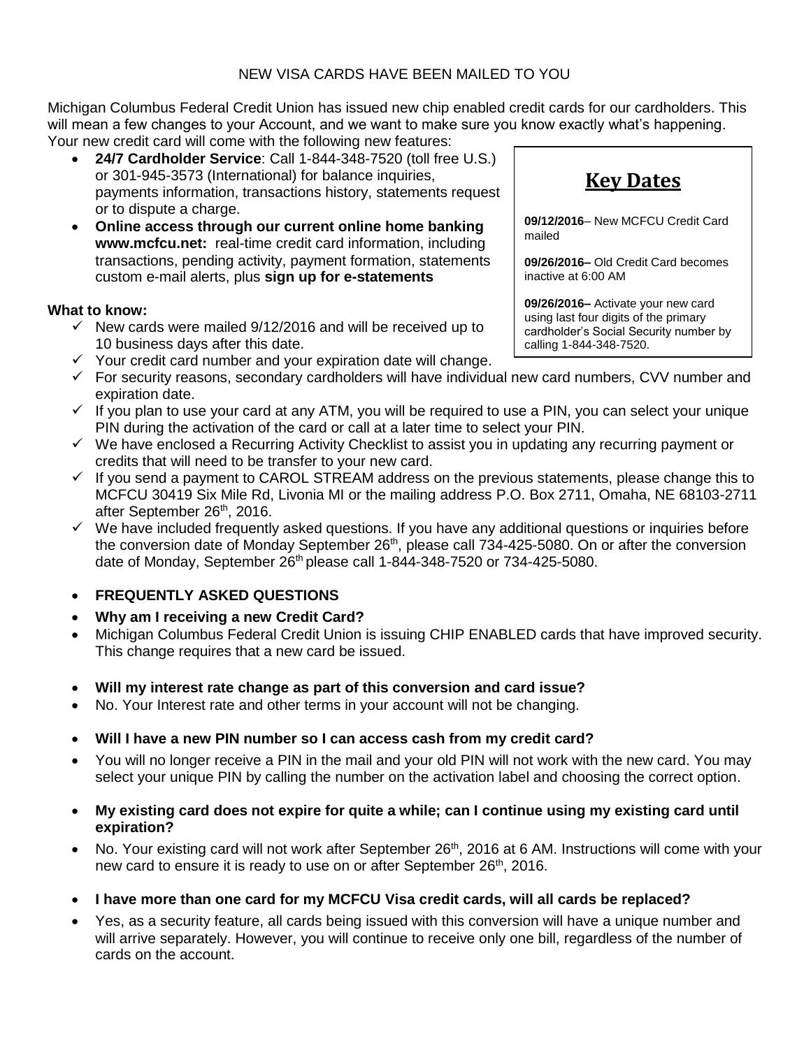NEW VISA CARDS HAVE BEEN MAILED TO YOU

Michigan Columbus Federal Credit Union has issued new chip enabled credit cards for our cardholders. This will mean a few changes to your Account, and we want to make sure you know exactly what's happening. Your new credit card will come with the following new features:

- **24/7 Cardholder Service**: Call 1-844-348-7520 (toll free U.S.) or 301-945-3573 (International) for balance inquiries, payments information, transactions history, statements request or to dispute a charge.
- **Online access through our current online home banking www.mcfcu.net:** real-time credit card information, including transactions, pending activity, payment formation, statements custom e-mail alerts, plus **sign up for e-statements**

## Key Dates

**09/12/2016**– New MCFCU Credit Card mailed

**09/26/2016–** Old Credit Card becomes inactive at 6:00 AM

**09/26/2016–** Activate your new card using last four digits of the primary cardholder's Social Security number by calling 1-844-348-7520.

**What to know:**

- ✓ New cards were mailed 9/12/2016 and will be received up to 10 business days after this date.
- ✓ Your credit card number and your expiration date will change.
- ✓ For security reasons, secondary cardholders will have individual new card numbers, CVV number and expiration date.
- ✓ If you plan to use your card at any ATM, you will be required to use a PIN, you can select your unique PIN during the activation of the card or call at a later time to select your PIN.
- ✓ We have enclosed a Recurring Activity Checklist to assist you in updating any recurring payment or credits that will need to be transfer to your new card.
- ✓ If you send a payment to CAROL STREAM address on the previous statements, please change this to MCFCU 30419 Six Mile Rd, Livonia MI or the mailing address P.O. Box 2711, Omaha, NE 68103-2711 after September 26th, 2016.
- ✓ We have included frequently asked questions. If you have any additional questions or inquiries before the conversion date of Monday September 26th, please call 734-425-5080. On or after the conversion date of Monday, September 26th please call 1-844-348-7520 or 734-425-5080.

- **FREQUENTLY ASKED QUESTIONS**
- **Why am I receiving a new Credit Card?**
- Michigan Columbus Federal Credit Union is issuing CHIP ENABLED cards that have improved security. This change requires that a new card be issued.

- **Will my interest rate change as part of this conversion and card issue?**
- No. Your Interest rate and other terms in your account will not be changing.

- **Will I have a new PIN number so I can access cash from my credit card?**
- You will no longer receive a PIN in the mail and your old PIN will not work with the new card. You may select your unique PIN by calling the number on the activation label and choosing the correct option.

- **My existing card does not expire for quite a while; can I continue using my existing card until expiration?**
- No. Your existing card will not work after September 26th, 2016 at 6 AM. Instructions will come with your new card to ensure it is ready to use on or after September 26th, 2016.

- **I have more than one card for my MCFCU Visa credit cards, will all cards be replaced?**
- Yes, as a security feature, all cards being issued with this conversion will have a unique number and will arrive separately. However, you will continue to receive only one bill, regardless of the number of cards on the account.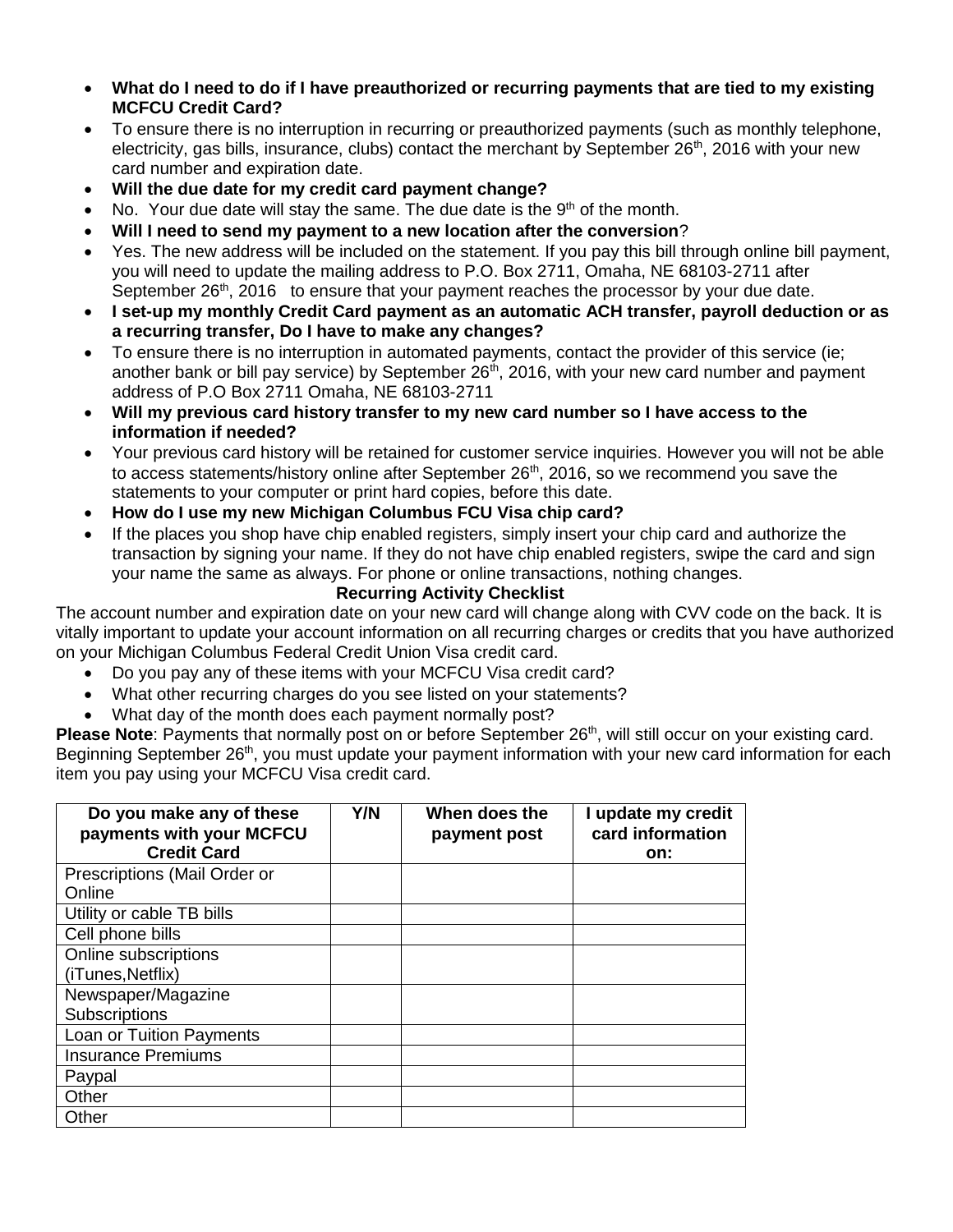- **What do I need to do if I have preauthorized or recurring payments that are tied to my existing MCFCU Credit Card?**
- To ensure there is no interruption in recurring or preauthorized payments (such as monthly telephone, electricity, gas bills, insurance, clubs) contact the merchant by September 26th, 2016 with your new card number and expiration date.
- **Will the due date for my credit card payment change?**
- No. Your due date will stay the same. The due date is the 9th of the month.
- **Will I need to send my payment to a new location after the conversion**?
- Yes. The new address will be included on the statement. If you pay this bill through online bill payment, you will need to update the mailing address to P.O. Box 2711, Omaha, NE 68103-2711 after September 26th, 2016 to ensure that your payment reaches the processor by your due date.
- **I set-up my monthly Credit Card payment as an automatic ACH transfer, payroll deduction or as a recurring transfer, Do I have to make any changes?**
- To ensure there is no interruption in automated payments, contact the provider of this service (ie; another bank or bill pay service) by September 26th, 2016, with your new card number and payment address of P.O Box 2711 Omaha, NE 68103-2711
- **Will my previous card history transfer to my new card number so I have access to the information if needed?**
- Your previous card history will be retained for customer service inquiries. However you will not be able to access statements/history online after September 26th, 2016, so we recommend you save the statements to your computer or print hard copies, before this date.
- **How do I use my new Michigan Columbus FCU Visa chip card?**
- If the places you shop have chip enabled registers, simply insert your chip card and authorize the transaction by signing your name. If they do not have chip enabled registers, swipe the card and sign your name the same as always. For phone or online transactions, nothing changes.

**Recurring Activity Checklist**

The account number and expiration date on your new card will change along with CVV code on the back. It is vitally important to update your account information on all recurring charges or credits that you have authorized on your Michigan Columbus Federal Credit Union Visa credit card.

- Do you pay any of these items with your MCFCU Visa credit card?
- What other recurring charges do you see listed on your statements?
- What day of the month does each payment normally post?

**Please Note**: Payments that normally post on or before September 26th, will still occur on your existing card. Beginning September 26th, you must update your payment information with your new card information for each item you pay using your MCFCU Visa credit card.

| Do you make any of these payments with your MCFCU Credit Card | Y/N | When does the payment post | I update my credit card information on: |
|---|---|---|---|
| Prescriptions (Mail Order or Online | | | |
| Utility or cable TB bills | | | |
| Cell phone bills | | | |
| Online subscriptions (iTunes,Netflix) | | | |
| Newspaper/Magazine Subscriptions | | | |
| Loan or Tuition Payments | | | |
| Insurance Premiums | | | |
| Paypal | | | |
| Other | | | |
| Other | | | |